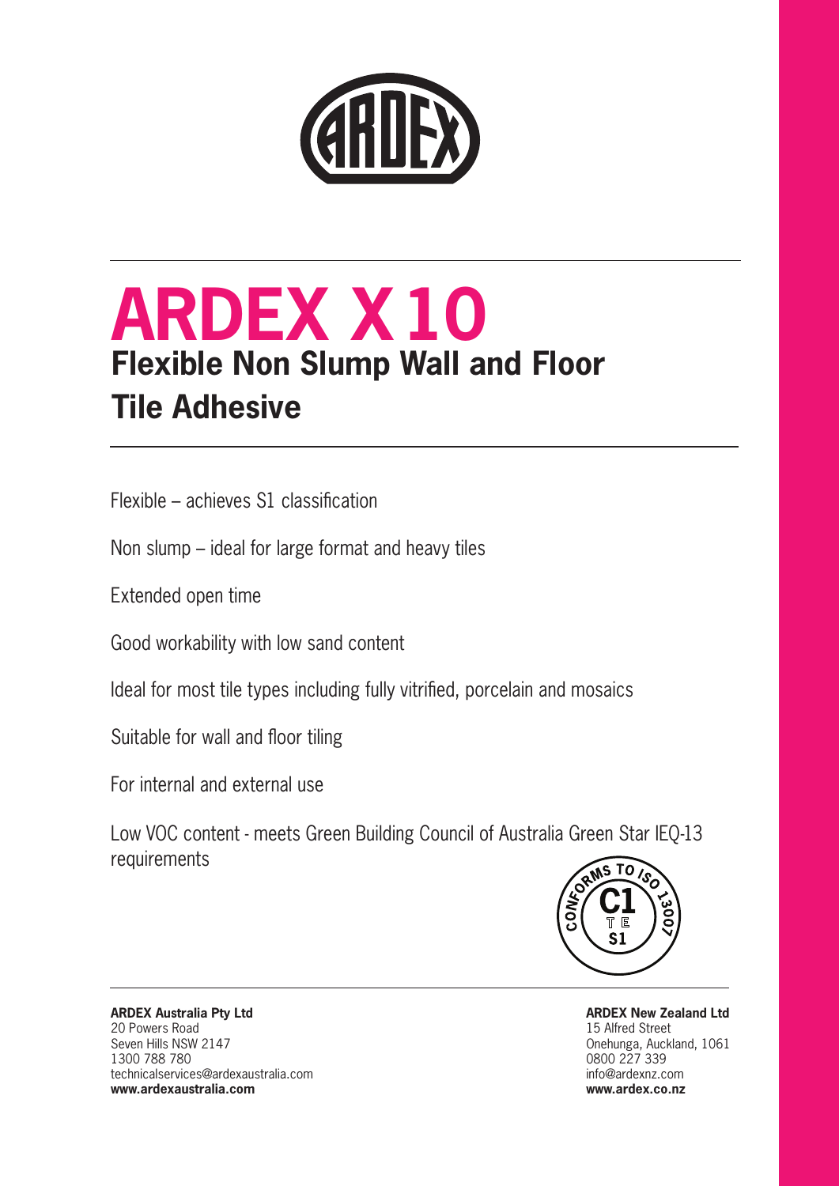# ARDEX X 10

## Flexible Non Slump Wall and Floor Tile Adhesive

Flexible – achieves S1 classification

Non slump – ideal for large format and heavy tiles

Extended open time

Good workability with low sand content

Ideal for most tile types including fully vitrified, porcelain and mosaics

Suitable for wall and floor tiling

For internal and external use

Low VOC content - meets Green Building Council of Australia Green Star IEQ-13 requirements

CONFORMS TO ISO 13007 C1 T E S1

**ARDEX Australia Pty Ltd**
20 Powers Road
Seven Hills NSW 2147
1300 788 780
technicalservices@ardexaustralia.com
**www.ardexaustralia.com**

**ARDEX New Zealand Ltd**
15 Alfred Street
Onehunga, Auckland, 1061
0800 227 339
info@ardexnz.com
**www.ardex.co.nz**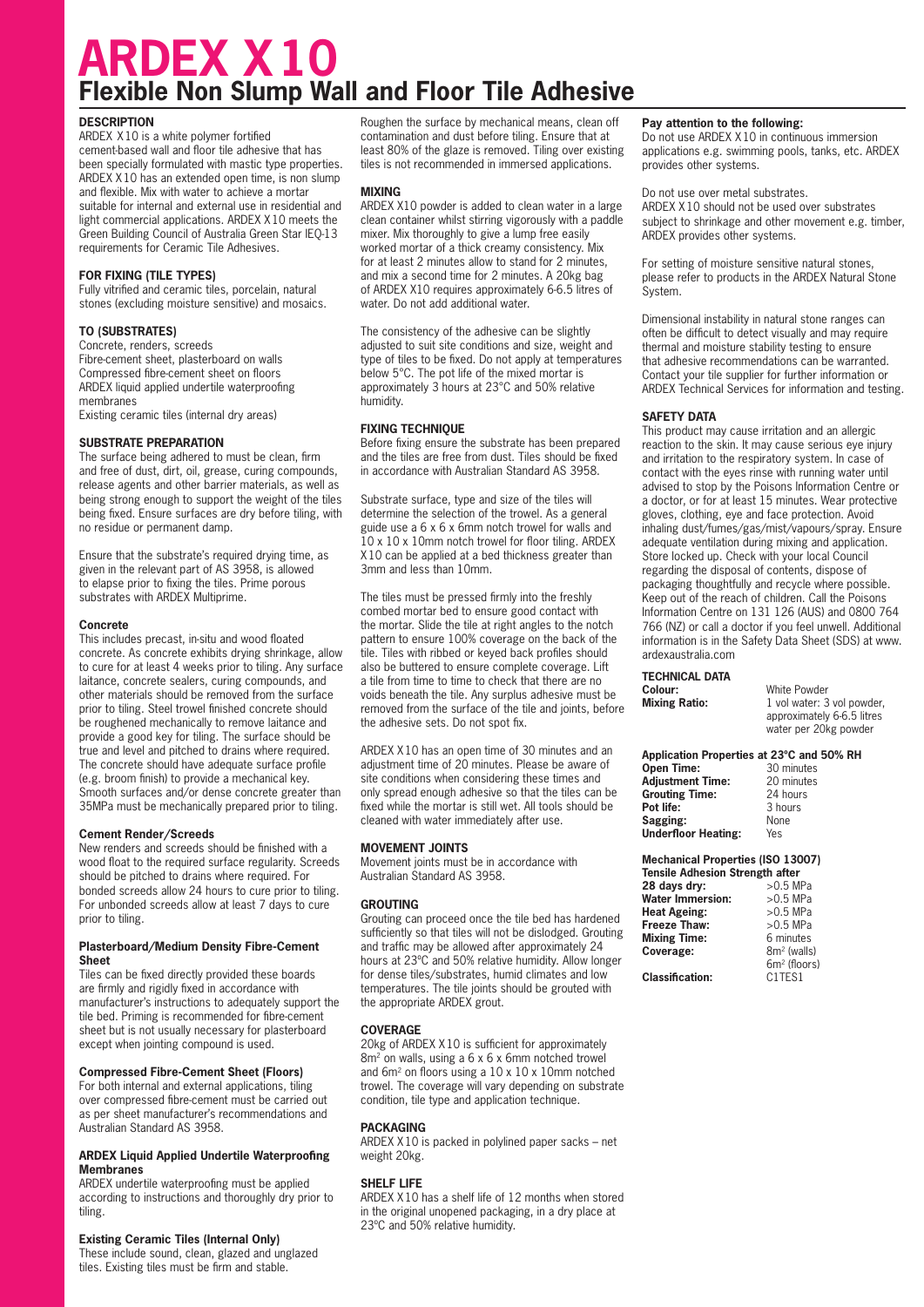# ARDEX X10

## Flexible Non Slump Wall and Floor Tile Adhesive

### DESCRIPTION

ARDEX X10 is a white polymer fortified cement-based wall and floor tile adhesive that has been specially formulated with mastic type properties. ARDEX X10 has an extended open time, is non slump and flexible. Mix with water to achieve a mortar suitable for internal and external use in residential and light commercial applications. ARDEX X10 meets the Green Building Council of Australia Green Star IEQ-13 requirements for Ceramic Tile Adhesives.

### FOR FIXING (TILE TYPES)

Fully vitrified and ceramic tiles, porcelain, natural stones (excluding moisture sensitive) and mosaics.

### TO (SUBSTRATES)

Concrete, renders, screeds
Fibre-cement sheet, plasterboard on walls
Compressed fibre-cement sheet on floors
ARDEX liquid applied undertile waterproofing membranes
Existing ceramic tiles (internal dry areas)

### SUBSTRATE PREPARATION

The surface being adhered to must be clean, firm and free of dust, dirt, oil, grease, curing compounds, release agents and other barrier materials, as well as being strong enough to support the weight of the tiles being fixed. Ensure surfaces are dry before tiling, with no residue or permanent damp.

Ensure that the substrate's required drying time, as given in the relevant part of AS 3958, is allowed to elapse prior to fixing the tiles. Prime porous substrates with ARDEX Multiprime.

#### Concrete

This includes precast, in-situ and wood floated concrete. As concrete exhibits drying shrinkage, allow to cure for at least 4 weeks prior to tiling. Any surface laitance, concrete sealers, curing compounds, and other materials should be removed from the surface prior to tiling. Steel trowel finished concrete should be roughened mechanically to remove laitance and provide a good key for tiling. The surface should be true and level and pitched to drains where required. The concrete should have adequate surface profile (e.g. broom finish) to provide a mechanical key. Smooth surfaces and/or dense concrete greater than 35MPa must be mechanically prepared prior to tiling.

#### Cement Render/Screeds

New renders and screeds should be finished with a wood float to the required surface regularity. Screeds should be pitched to drains where required. For bonded screeds allow 24 hours to cure prior to tiling. For unbonded screeds allow at least 7 days to cure prior to tiling.

#### Plasterboard/Medium Density Fibre-Cement Sheet

Tiles can be fixed directly provided these boards are firmly and rigidly fixed in accordance with manufacturer's instructions to adequately support the tile bed. Priming is recommended for fibre-cement sheet but is not usually necessary for plasterboard except when jointing compound is used.

#### Compressed Fibre-Cement Sheet (Floors)

For both internal and external applications, tiling over compressed fibre-cement must be carried out as per sheet manufacturer's recommendations and Australian Standard AS 3958.

#### ARDEX Liquid Applied Undertile Waterproofing Membranes

ARDEX undertile waterproofing must be applied according to instructions and thoroughly dry prior to tiling.

#### Existing Ceramic Tiles (Internal Only)

These include sound, clean, glazed and unglazed tiles. Existing tiles must be firm and stable.

Roughen the surface by mechanical means, clean off contamination and dust before tiling. Ensure that at least 80% of the glaze is removed. Tiling over existing tiles is not recommended in immersed applications.

### MIXING

ARDEX X10 powder is added to clean water in a large clean container whilst stirring vigorously with a paddle mixer. Mix thoroughly to give a lump free easily worked mortar of a thick creamy consistency. Mix for at least 2 minutes allow to stand for 2 minutes, and mix a second time for 2 minutes. A 20kg bag of ARDEX X10 requires approximately 6-6.5 litres of water. Do not add additional water.

The consistency of the adhesive can be slightly adjusted to suit site conditions and size, weight and type of tiles to be fixed. Do not apply at temperatures below 5°C. The pot life of the mixed mortar is approximately 3 hours at 23°C and 50% relative humidity.

### FIXING TECHNIQUE

Before fixing ensure the substrate has been prepared and the tiles are free from dust. Tiles should be fixed in accordance with Australian Standard AS 3958.

Substrate surface, type and size of the tiles will determine the selection of the trowel. As a general guide use a 6 x 6 x 6mm notch trowel for walls and 10 x 10 x 10mm notch trowel for floor tiling. ARDEX X10 can be applied at a bed thickness greater than 3mm and less than 10mm.

The tiles must be pressed firmly into the freshly combed mortar bed to ensure good contact with the mortar. Slide the tile at right angles to the notch pattern to ensure 100% coverage on the back of the tile. Tiles with ribbed or keyed back profiles should also be buttered to ensure complete coverage. Lift a tile from time to time to check that there are no voids beneath the tile. Any surplus adhesive must be removed from the surface of the tile and joints, before the adhesive sets. Do not spot fix.

ARDEX X10 has an open time of 30 minutes and an adjustment time of 20 minutes. Please be aware of site conditions when considering these times and only spread enough adhesive so that the tiles can be fixed while the mortar is still wet. All tools should be cleaned with water immediately after use.

### MOVEMENT JOINTS

Movement joints must be in accordance with Australian Standard AS 3958.

### GROUTING

Grouting can proceed once the tile bed has hardened sufficiently so that tiles will not be dislodged. Grouting and traffic may be allowed after approximately 24 hours at 23°C and 50% relative humidity. Allow longer for dense tiles/substrates, humid climates and low temperatures. The tile joints should be grouted with the appropriate ARDEX grout.

### COVERAGE

20kg of ARDEX X10 is sufficient for approximately 8m² on walls, using a 6 x 6 x 6mm notched trowel and 6m² on floors using a 10 x 10 x 10mm notched trowel. The coverage will vary depending on substrate condition, tile type and application technique.

### PACKAGING

ARDEX X10 is packed in polylined paper sacks – net weight 20kg.

### SHELF LIFE

ARDEX X10 has a shelf life of 12 months when stored in the original unopened packaging, in a dry place at 23°C and 50% relative humidity.

### Pay attention to the following:

Do not use ARDEX X10 in continuous immersion applications e.g. swimming pools, tanks, etc. ARDEX provides other systems.

Do not use over metal substrates.
ARDEX X10 should not be used over substrates subject to shrinkage and other movement e.g. timber, ARDEX provides other systems.

For setting of moisture sensitive natural stones, please refer to products in the ARDEX Natural Stone System.

Dimensional instability in natural stone ranges can often be difficult to detect visually and may require thermal and moisture stability testing to ensure that adhesive recommendations can be warranted. Contact your tile supplier for further information or ARDEX Technical Services for information and testing.

### SAFETY DATA

This product may cause irritation and an allergic reaction to the skin. It may cause serious eye injury and irritation to the respiratory system. In case of contact with the eyes rinse with running water until advised to stop by the Poisons Information Centre or a doctor, or for at least 15 minutes. Wear protective gloves, clothing, eye and face protection. Avoid inhaling dust/fumes/gas/mist/vapours/spray. Ensure adequate ventilation during mixing and application. Store locked up. Check with your local Council regarding the disposal of contents, dispose of packaging thoughtfully and recycle where possible. Keep out of the reach of children. Call the Poisons Information Centre on 131 126 (AUS) and 0800 764 766 (NZ) or call a doctor if you feel unwell. Additional information is in the Safety Data Sheet (SDS) at www.ardexaustralia.com

### TECHNICAL DATA

| | |
|---|---|
| **Colour:** | White Powder |
| **Mixing Ratio:** | 1 vol water: 3 vol powder, approximately 6-6.5 litres water per 20kg powder |

**Application Properties at 23°C and 50% RH**

| | |
|---|---|
| **Open Time:** | 30 minutes |
| **Adjustment Time:** | 20 minutes |
| **Grouting Time:** | 24 hours |
| **Pot life:** | 3 hours |
| **Sagging:** | None |
| **Underfloor Heating:** | Yes |

**Mechanical Properties (ISO 13007)**
**Tensile Adhesion Strength after**

| | |
|---|---|
| **28 days dry:** | >0.5 MPa |
| **Water Immersion:** | >0.5 MPa |
| **Heat Ageing:** | >0.5 MPa |
| **Freeze Thaw:** | >0.5 MPa |
| **Mixing Time:** | 6 minutes |
| **Coverage:** | 8m² (walls) 6m² (floors) |
| **Classification:** | C1TES1 |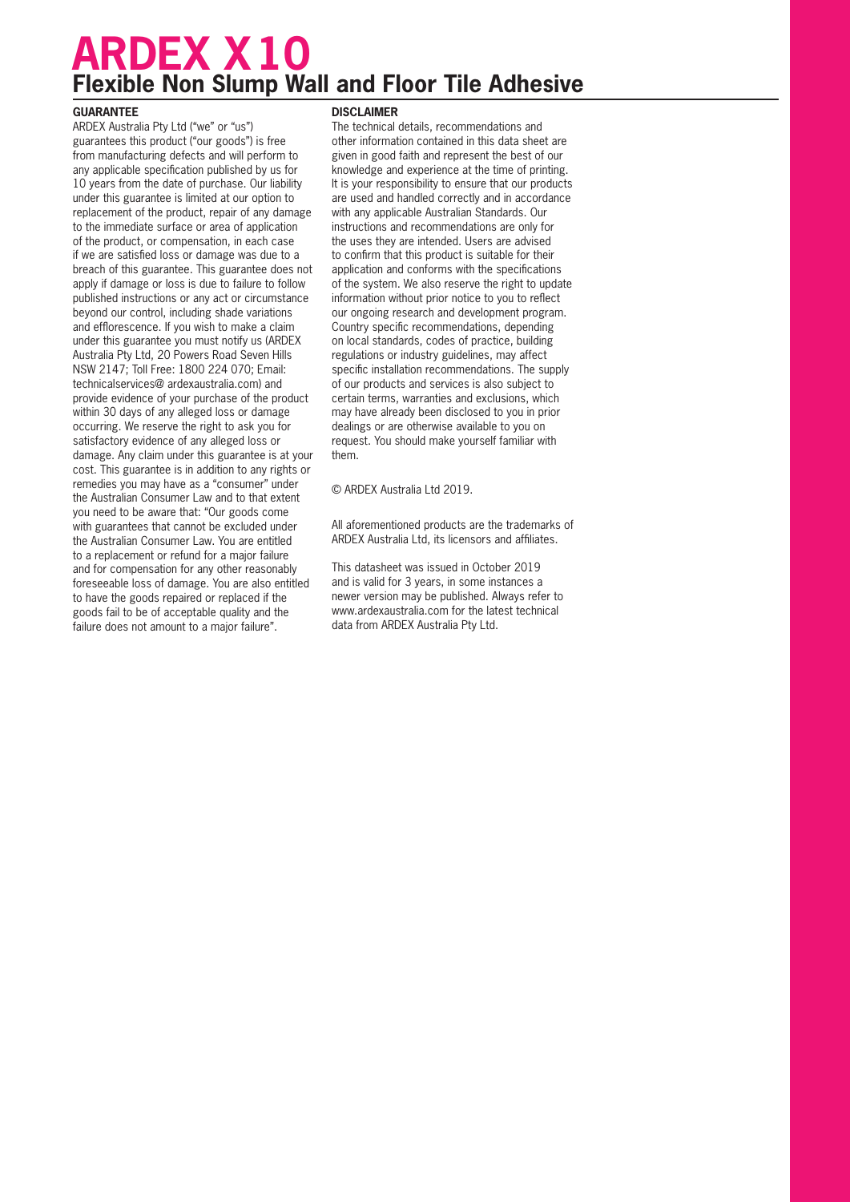# ARDEX X10

## Flexible Non Slump Wall and Floor Tile Adhesive

**GUARANTEE**

ARDEX Australia Pty Ltd ("we" or "us") guarantees this product ("our goods") is free from manufacturing defects and will perform to any applicable specification published by us for 10 years from the date of purchase. Our liability under this guarantee is limited at our option to replacement of the product, repair of any damage to the immediate surface or area of application of the product, or compensation, in each case if we are satisfied loss or damage was due to a breach of this guarantee. This guarantee does not apply if damage or loss is due to failure to follow published instructions or any act or circumstance beyond our control, including shade variations and efflorescence. If you wish to make a claim under this guarantee you must notify us (ARDEX Australia Pty Ltd, 20 Powers Road Seven Hills NSW 2147; Toll Free: 1800 224 070; Email: technicalservices@ ardexaustralia.com) and provide evidence of your purchase of the product within 30 days of any alleged loss or damage occurring. We reserve the right to ask you for satisfactory evidence of any alleged loss or damage. Any claim under this guarantee is at your cost. This guarantee is in addition to any rights or remedies you may have as a "consumer" under the Australian Consumer Law and to that extent you need to be aware that: "Our goods come with guarantees that cannot be excluded under the Australian Consumer Law. You are entitled to a replacement or refund for a major failure and for compensation for any other reasonably foreseeable loss of damage. You are also entitled to have the goods repaired or replaced if the goods fail to be of acceptable quality and the failure does not amount to a major failure".

**DISCLAIMER**

The technical details, recommendations and other information contained in this data sheet are given in good faith and represent the best of our knowledge and experience at the time of printing. It is your responsibility to ensure that our products are used and handled correctly and in accordance with any applicable Australian Standards. Our instructions and recommendations are only for the uses they are intended. Users are advised to confirm that this product is suitable for their application and conforms with the specifications of the system. We also reserve the right to update information without prior notice to you to reflect our ongoing research and development program. Country specific recommendations, depending on local standards, codes of practice, building regulations or industry guidelines, may affect specific installation recommendations. The supply of our products and services is also subject to certain terms, warranties and exclusions, which may have already been disclosed to you in prior dealings or are otherwise available to you on request. You should make yourself familiar with them.

© ARDEX Australia Ltd 2019.

All aforementioned products are the trademarks of ARDEX Australia Ltd, its licensors and affiliates.

This datasheet was issued in October 2019 and is valid for 3 years, in some instances a newer version may be published. Always refer to www.ardexaustralia.com for the latest technical data from ARDEX Australia Pty Ltd.